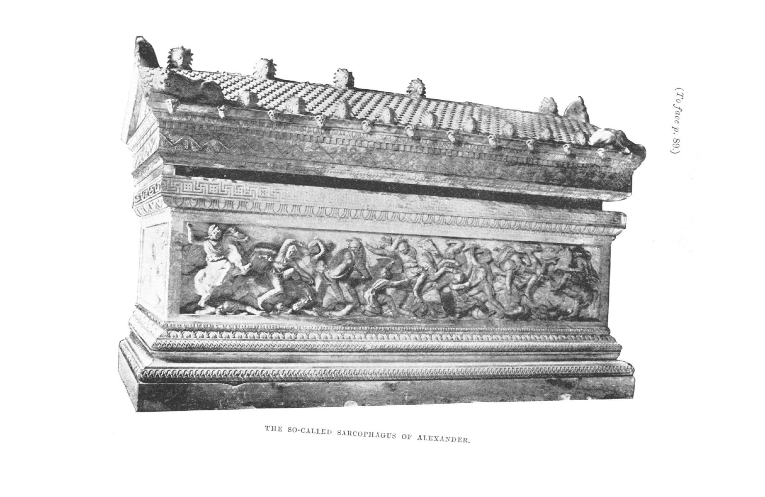THE SO-CALLED SARCOPHAGUS OF ALEXANDER.

(To face p. 89.)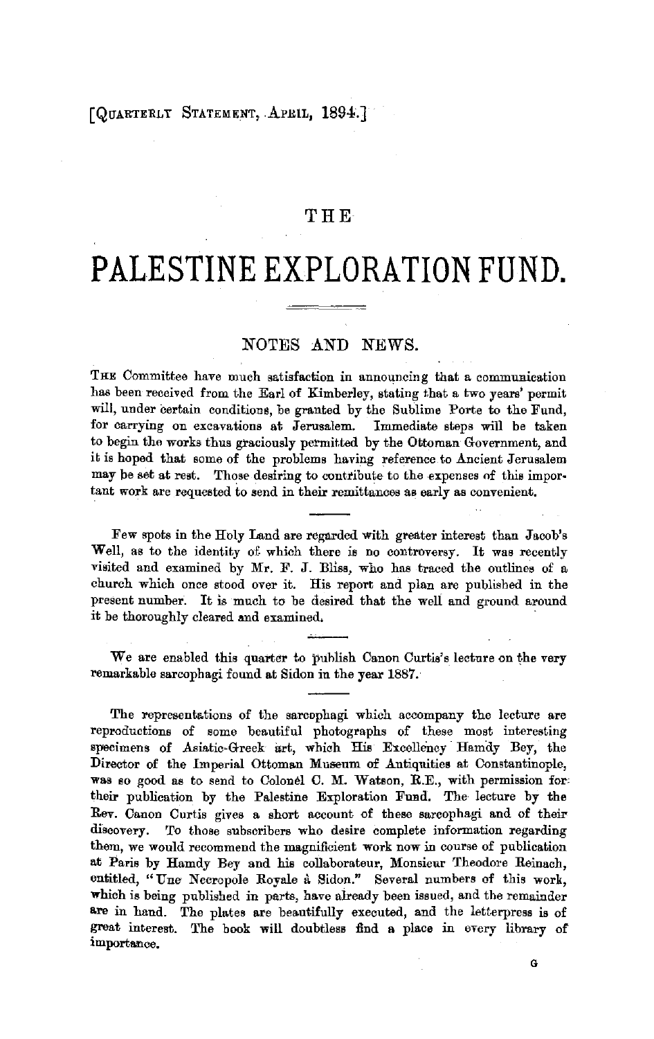[QUARTERLY STATEMENT, APRIL, 1894.]

# THE PALESTINE EXPLORATION FUND.

## NOTES AND NEWS.

THE Committee have much satisfaction in announcing that a communication has been received from the Earl of Kimberley, stating that a two years' permit will, under certain conditions, be granted by the Sublime Porte to the Fund, for carrying on excavations at Jerusalem. Immediate steps will be taken to begin the works thus graciously permitted by the Ottoman Government, and it is hoped that some of the problems having reference to Ancient Jerusalem may be set at rest. Those desiring to contribute to the expenses of this important work are requested to send in their remittances as early as convenient.

---

Few spots in the Holy Land are regarded with greater interest than Jacob's Well, as to the identity of which there is no controversy. It was recently visited and examined by Mr. F. J. Bliss, who has traced the outlines of a church which once stood over it. His report and plan are published in the present number. It is much to be desired that the well and ground around it be thoroughly cleared and examined.

---

We are enabled this quarter to publish Canon Curtis's lecture on the very remarkable sarcophagi found at Sidon in the year 1887.

---

The representations of the sarcophagi which accompany the lecture are reproductions of some beautiful photographs of these most interesting specimens of Asiatic-Greek art, which His Excellency Hamdy Bey, the Director of the Imperial Ottoman Museum of Antiquities at Constantinople, was so good as to send to Colonel C. M. Watson, R.E., with permission for their publication by the Palestine Exploration Fund. The lecture by the Rev. Canon Curtis gives a short account of these sarcophagi and of their discovery. To those subscribers who desire complete information regarding them, we would recommend the magnificient work now in course of publication at Paris by Hamdy Bey and his collaborateur, Monsieur Theodore Reinach, entitled, "Une Necropole Royale à Sidon." Several numbers of this work, which is being published in parts, have already been issued, and the remainder are in hand. The plates are beautifully executed, and the letterpress is of great interest. The book will doubtless find a place in every library of importance.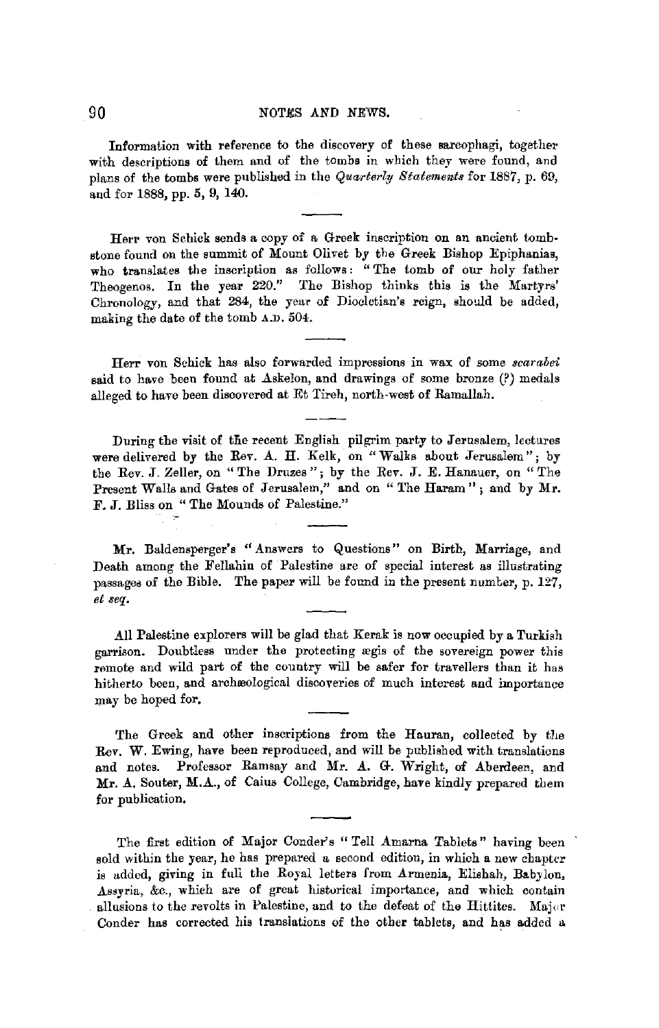Information with reference to the discovery of these sarcophagi, together with descriptions of them and of the tombs in which they were found, and plans of the tombs were published in the *Quarterly Statements* for 1887, p. 69, and for 1888, pp. 5, 9, 140.

---

Herr von Schick sends a copy of a Greek inscription on an ancient tombstone found on the summit of Mount Olivet by the Greek Bishop Epiphanias, who translates the inscription as follows: "The tomb of our holy father Theogenos. In the year 220." The Bishop thinks this is the Martyrs' Chronology, and that 284, the year of Diocletian's reign, should be added, making the date of the tomb A.D. 504.

---

Herr von Schick has also forwarded impressions in wax of some *scarabei* said to have been found at Askelon, and drawings of some bronze (?) medals alleged to have been discovered at Et Tireh, north-west of Ramallah.

---

During the visit of the recent English pilgrim party to Jerusalem, lectures were delivered by the Rev. A. H. Kelk, on "Walks about Jerusalem"; by the Rev. J. Zeller, on "The Druzes"; by the Rev. J. E. Hanauer, on "The Present Walls and Gates of Jerusalem," and on "The Haram"; and by Mr. F. J. Bliss on "The Mounds of Palestine."

---

Mr. Baldensperger's "Answers to Questions" on Birth, Marriage, and Death among the Fellahin of Palestine are of special interest as illustrating passages of the Bible. The paper will be found in the present number, p. 127, *et seq.*

---

All Palestine explorers will be glad that Kerak is now occupied by a Turkish garrison. Doubtless under the protecting ægis of the sovereign power this remote and wild part of the country will be safer for travellers than it has hitherto been, and archæological discoveries of much interest and importance may be hoped for.

---

The Greek and other inscriptions from the Hauran, collected by the Rev. W. Ewing, have been reproduced, and will be published with translations and notes. Professor Ramsay and Mr. A. G. Wright, of Aberdeen, and Mr. A. Souter, M.A., of Caius College, Cambridge, have kindly prepared them for publication.

---

The first edition of Major Conder's "Tell Amarna Tablets" having been sold within the year, he has prepared a second edition, in which a new chapter is added, giving in full the Royal letters from Armenia, Elishah, Babylon, Assyria, &c., which are of great historical importance, and which contain allusions to the revolts in Palestine, and to the defeat of the Hittites. Major Conder has corrected his translations of the other tablets, and has added a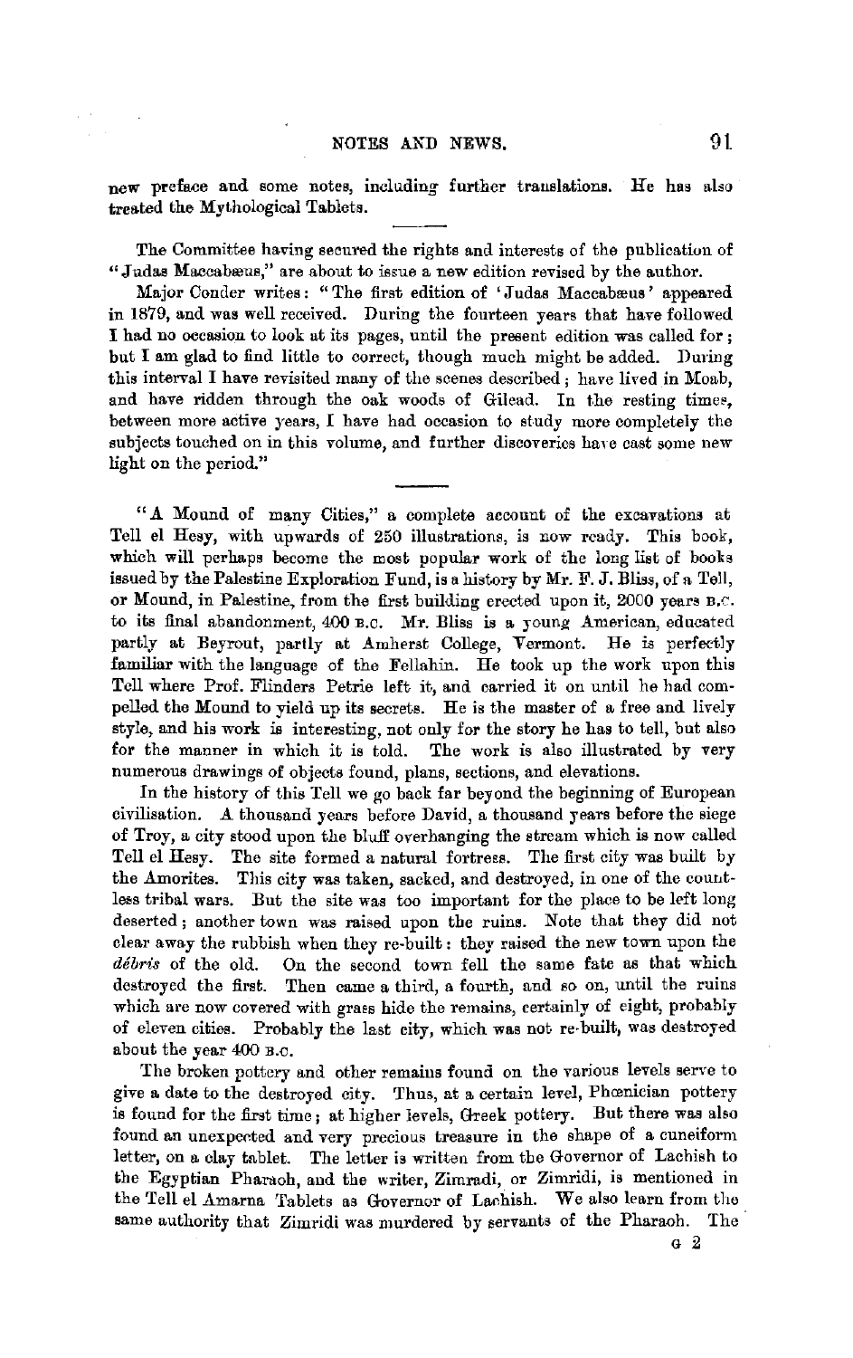new preface and some notes, including further translations. He has also treated the Mythological Tablets.

The Committee having secured the rights and interests of the publication of "Judas Maccabæus," are about to issue a new edition revised by the author.

Major Conder writes: "The first edition of 'Judas Maccabæus' appeared in 1879, and was well received. During the fourteen years that have followed I had no occasion to look at its pages, until the present edition was called for; but I am glad to find little to correct, though much might be added. During this interval I have revisited many of the scenes described; have lived in Moab, and have ridden through the oak woods of Gilead. In the resting times, between more active years, I have had occasion to study more completely the subjects touched on in this volume, and further discoveries have cast some new light on the period."

"A Mound of many Cities," a complete account of the excavations at Tell el Hesy, with upwards of 250 illustrations, is now ready. This book, which will perhaps become the most popular work of the long list of books issued by the Palestine Exploration Fund, is a history by Mr. F. J. Bliss, of a Tell, or Mound, in Palestine, from the first building erected upon it, 2000 years B.C. to its final abandonment, 400 B.C. Mr. Bliss is a young American, educated partly at Beyrout, partly at Amherst College, Vermont. He is perfectly familiar with the language of the Fellahin. He took up the work upon this Tell where Prof. Flinders Petrie left it, and carried it on until he had compelled the Mound to yield up its secrets. He is the master of a free and lively style, and his work is interesting, not only for the story he has to tell, but also for the manner in which it is told. The work is also illustrated by very numerous drawings of objects found, plans, sections, and elevations.

In the history of this Tell we go back far beyond the beginning of European civilisation. A thousand years before David, a thousand years before the siege of Troy, a city stood upon the bluff overhanging the stream which is now called Tell el Hesy. The site formed a natural fortress. The first city was built by the Amorites. This city was taken, sacked, and destroyed, in one of the countless tribal wars. But the site was too important for the place to be left long deserted; another town was raised upon the ruins. Note that they did not clear away the rubbish when they re-built: they raised the new town upon the *débris* of the old. On the second town fell the same fate as that which destroyed the first. Then came a third, a fourth, and so on, until the ruins which are now covered with grass hide the remains, certainly of eight, probably of eleven cities. Probably the last city, which was not re-built, was destroyed about the year 400 B.C.

The broken pottery and other remains found on the various levels serve to give a date to the destroyed city. Thus, at a certain level, Phœnician pottery is found for the first time; at higher levels, Greek pottery. But there was also found an unexpected and very precious treasure in the shape of a cuneiform letter, on a clay tablet. The letter is written from the Governor of Lachish to the Egyptian Pharaoh, and the writer, Zimradi, or Zimridi, is mentioned in the Tell el Amarna Tablets as Governor of Lachish. We also learn from the same authority that Zimridi was murdered by servants of the Pharaoh. The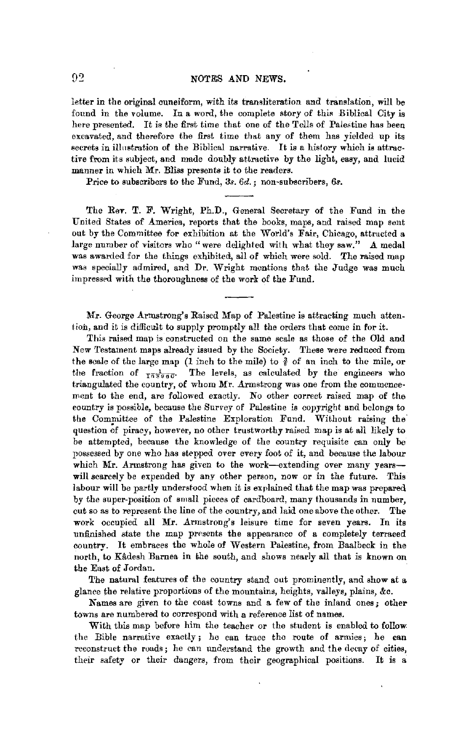letter in the original cuneiform, with its transliteration and translation, will be found in the volume. In a word, the complete story of this Biblical City is here presented. It is the first time that one of the Tells of Palestine has been excavated, and therefore the first time that any of them has yielded up its secrets in illustration of the Biblical narrative. It is a history which is attractive from its subject, and made doubly attractive by the light, easy, and lucid manner in which Mr. Bliss presents it to the readers.

Price to subscribers to the Fund, 3*s*. 6*d*.; non-subscribers, 6*s*.

---

The Rev. T. F. Wright, Ph.D., General Secretary of the Fund in the United States of America, reports that the books, maps, and raised map sent out by the Committee for exhibition at the World's Fair, Chicago, attracted a large number of visitors who "were delighted with what they saw." A medal was awarded for the things exhibited, all of which were sold. The raised map was specially admired, and Dr. Wright mentions that the Judge was much impressed with the thoroughness of the work of the Fund.

---

Mr. George Armstrong's Raised Map of Palestine is attracting much attention, and it is difficult to supply promptly all the orders that come in for it.

This raised map is constructed on the same scale as those of the Old and New Testament maps already issued by the Society. These were reduced from the scale of the large map (1 inch to the mile) to $\frac{3}{8}$ of an inch to the mile, or the fraction of $\frac{1}{168960}$. The levels, as calculated by the engineers who triangulated the country, of whom Mr. Armstrong was one from the commencement to the end, are followed exactly. No other correct raised map of the country is possible, because the Survey of Palestine is copyright and belongs to the Committee of the Palestine Exploration Fund. Without raising the question of piracy, however, no other trustworthy raised map is at all likely to be attempted, because the knowledge of the country requisite can only be possessed by one who has stepped over every foot of it, and because the labour which Mr. Armstrong has given to the work—extending over many years—will scarcely be expended by any other person, now or in the future. This labour will be partly understood when it is explained that the map was prepared by the super-position of small pieces of cardboard, many thousands in number, cut so as to represent the line of the country, and laid one above the other. The work occupied all Mr. Armstrong's leisure time for seven years. In its unfinished state the map presents the appearance of a completely terraced country. It embraces the whole of Western Palestine, from Baalbeck in the north, to Kâdesh Barnea in the south, and shows nearly all that is known on the East of Jordan.

The natural features of the country stand out prominently, and show at a glance the relative proportions of the mountains, heights, valleys, plains, &c.

Names are given to the coast towns and a few of the inland ones; other towns are numbered to correspond with a reference list of names.

With this map before him the teacher or the student is enabled to follow the Bible narrative exactly; he can trace the route of armies; he can reconstruct the roads; he can understand the growth and the decay of cities, their safety or their dangers, from their geographical positions. It is a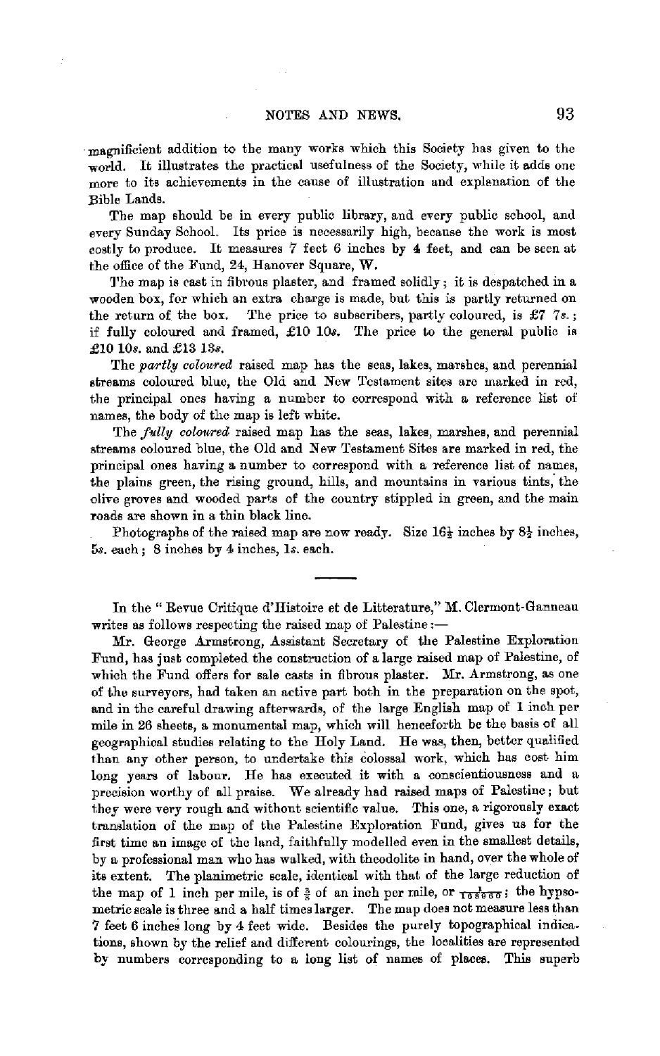magnificient addition to the many works which this Society has given to the world. It illustrates the practical usefulness of the Society, while it adds one more to its achievements in the cause of illustration and explanation of the Bible Lands.

The map should be in every public library, and every public school, and every Sunday School. Its price is necessarily high, because the work is most costly to produce. It measures 7 feet 6 inches by 4 feet, and can be seen at the office of the Fund, 24, Hanover Square, W.

The map is cast in fibrous plaster, and framed solidly; it is despatched in a wooden box, for which an extra charge is made, but this is partly returned on the return of the box. The price to subscribers, partly coloured, is £7 7*s.*; if fully coloured and framed, £10 10*s.* The price to the general public is £10 10*s.* and £13 13*s.*

The *partly coloured* raised map has the seas, lakes, marshes, and perennial streams coloured blue, the Old and New Testament sites are marked in red, the principal ones having a number to correspond with a reference list of names, the body of the map is left white.

The *fully coloured* raised map has the seas, lakes, marshes, and perennial streams coloured blue, the Old and New Testament Sites are marked in red, the principal ones having a number to correspond with a reference list of names, the plains green, the rising ground, hills, and mountains in various tints, the olive groves and wooded parts of the country stippled in green, and the main roads are shown in a thin black line.

Photographs of the raised map are now ready. Size 16½ inches by 8½ inches, 5*s.* each; 8 inches by 4 inches, 1*s.* each.

---

In the "Revue Critique d'Histoire et de Litterature," M. Clermont-Ganneau writes as follows respecting the raised map of Palestine:—

Mr. George Armstrong, Assistant Secretary of the Palestine Exploration Fund, has just completed the construction of a large raised map of Palestine, of which the Fund offers for sale casts in fibrous plaster. Mr. Armstrong, as one of the surveyors, had taken an active part both in the preparation on the spot, and in the careful drawing afterwards, of the large English map of 1 inch per mile in 26 sheets, a monumental map, which will henceforth be the basis of all geographical studies relating to the Holy Land. He was, then, better qualified than any other person, to undertake this colossal work, which has cost him long years of labour. He has executed it with a conscientiousness and a precision worthy of all praise. We already had raised maps of Palestine; but they were very rough and without scientific value. This one, a rigorously exact translation of the map of the Palestine Exploration Fund, gives us for the first time an image of the land, faithfully modelled even in the smallest details, by a professional man who has walked, with theodolite in hand, over the whole of its extent. The planimetric scale, identical with that of the large reduction of the map of 1 inch per mile, is of $\frac{3}{8}$ of an inch per mile, or $\frac{1}{168960}$; the hypsometric scale is three and a half times larger. The map does not measure less than 7 feet 6 inches long by 4 feet wide. Besides the purely topographical indications, shown by the relief and different colourings, the localities are represented by numbers corresponding to a long list of names of places. This superb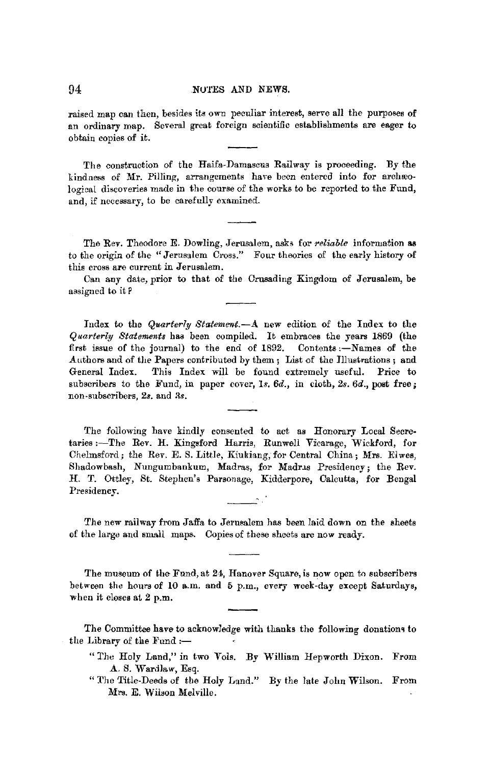raised map can then, besides its own peculiar interest, serve all the purposes of an ordinary map. Several great foreign scientific establishments are eager to obtain copies of it.

---

The construction of the Haifa-Damascus Railway is proceeding. By the kindness of Mr. Pilling, arrangements have been entered into for archæological discoveries made in the course of the works to be reported to the Fund, and, if necessary, to be carefully examined.

---

The Rev. Theodore E. Dowling, Jerusalem, asks for *reliable* information as to the origin of the "Jerusalem Cross." Four theories of the early history of this cross are current in Jerusalem.

Can any date, prior to that of the Crusading Kingdom of Jerusalem, be assigned to it?

---

Index to the *Quarterly Statement.*—A new edition of the Index to the *Quarterly Statements* has been compiled. It embraces the years 1869 (the first issue of the journal) to the end of 1892. Contents:—Names of the Authors and of the Papers contributed by them; List of the Illustrations; and General Index. This Index will be found extremely useful. Price to subscribers to the Fund, in paper cover, 1*s.* 6*d.*, in cloth, 2*s.* 6*d.*, post free; non-subscribers, 2*s.* and 3*s.*

---

The following have kindly consented to act as Honorary Local Secretaries:—The Rev. H. Kingsford Harris, Runwell Vicarage, Wickford, for Chelmsford; the Rev. E. S. Little, Kiukiang, for Central China; Mrs. Elwes, Shadowbash, Nungumbankum, Madras, for Madras Presidency; the Rev. H. T. Ottley, St. Stephen's Parsonage, Kidderpore, Calcutta, for Bengal Presidency.

---

The new railway from Jaffa to Jerusalem has been laid down on the sheets of the large and small maps. Copies of these sheets are now ready.

---

The museum of the Fund, at 24, Hanover Square, is now open to subscribers between the hours of 10 a.m. and 5 p.m., every week-day except Saturdays, when it closes at 2 p.m.

---

The Committee have to acknowledge with thanks the following donations to the Library of the Fund:—

- "The Holy Land," in two Vols. By William Hepworth Dixon. From A. S. Wardlaw, Esq.
- "The Title-Deeds of the Holy Land." By the late John Wilson. From Mrs. E. Wilson Melville.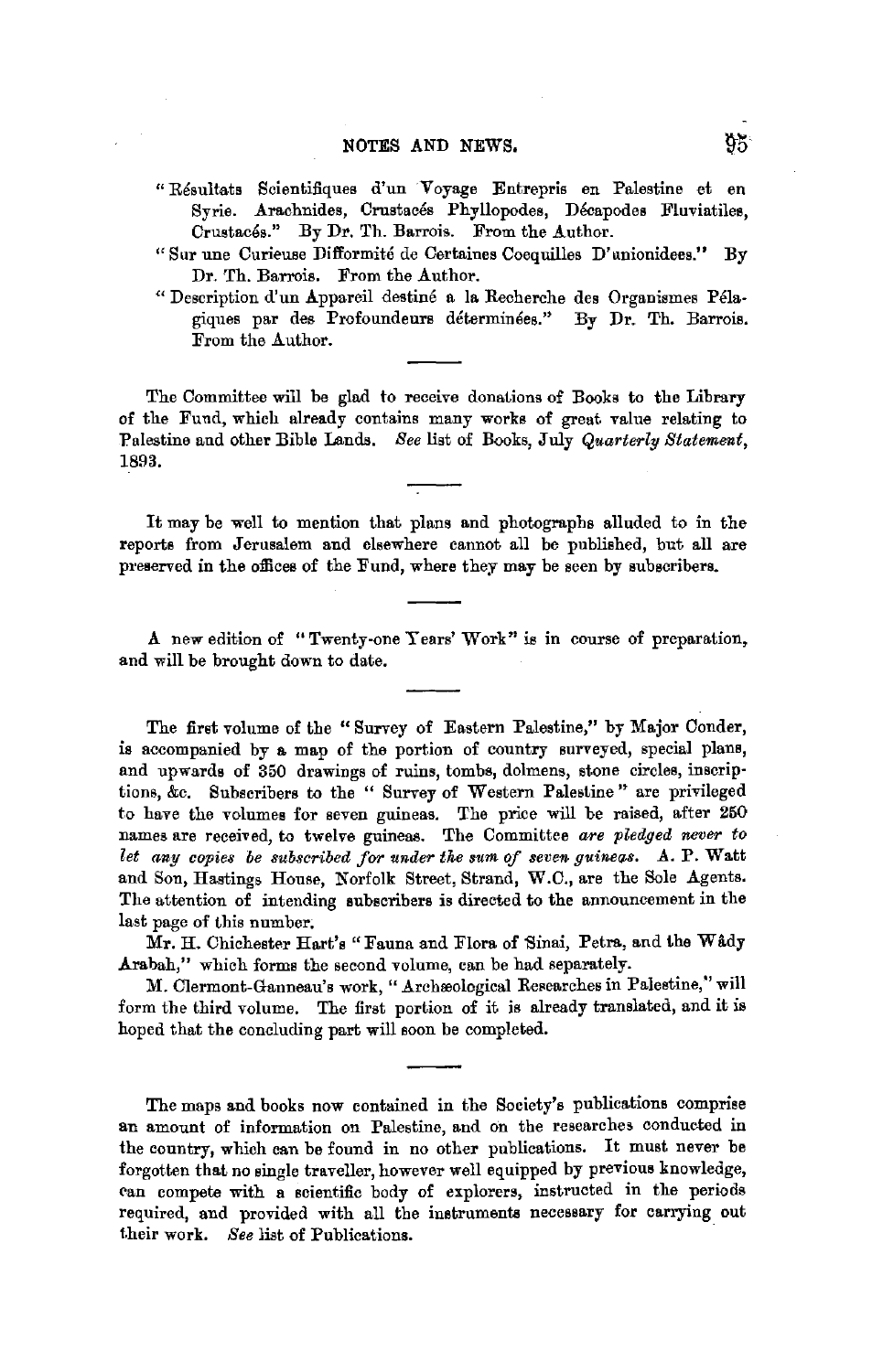"Résultats Scientifiques d'un Voyage Entrepris en Palestine et en Syrie. Arachnides, Crustacés Phyllopodes, Décapodes Fluviatiles, Crustacés." By Dr. Th. Barrois. From the Author.

"Sur une Curieuse Difformité de Certaines Coequilles D'unionidees." By Dr. Th. Barrois. From the Author.

"Description d'un Appareil destiné a la Recherche des Organismes Pélagiques par des Profoundeurs déterminées." By Dr. Th. Barrois. From the Author.

---

The Committee will be glad to receive donations of Books to the Library of the Fund, which already contains many works of great value relating to Palestine and other Bible Lands. *See* list of Books, July *Quarterly Statement*, 1893.

---

It may be well to mention that plans and photographs alluded to in the reports from Jerusalem and elsewhere cannot all be published, but all are preserved in the offices of the Fund, where they may be seen by subscribers.

---

A new edition of "Twenty-one Years' Work" is in course of preparation, and will be brought down to date.

---

The first volume of the "Survey of Eastern Palestine," by Major Conder, is accompanied by a map of the portion of country surveyed, special plans, and upwards of 350 drawings of ruins, tombs, dolmens, stone circles, inscriptions, &c. Subscribers to the "Survey of Western Palestine" are privileged to have the volumes for seven guineas. The price will be raised, after 250 names are received, to twelve guineas. The Committee *are pledged never to let any copies be subscribed for under the sum of seven guineas*. A. P. Watt and Son, Hastings House, Norfolk Street, Strand, W.C., are the Sole Agents. The attention of intending subscribers is directed to the announcement in the last page of this number.

Mr. H. Chichester Hart's "Fauna and Flora of Sinai, Petra, and the Wâdy Arabah," which forms the second volume, can be had separately.

M. Clermont-Ganneau's work, "Archæological Researches in Palestine," will form the third volume. The first portion of it is already translated, and it is hoped that the concluding part will soon be completed.

---

The maps and books now contained in the Society's publications comprise an amount of information on Palestine, and on the researches conducted in the country, which can be found in no other publications. It must never be forgotten that no single traveller, however well equipped by previous knowledge, can compete with a scientific body of explorers, instructed in the periods required, and provided with all the instruments necessary for carrying out their work. *See* list of Publications.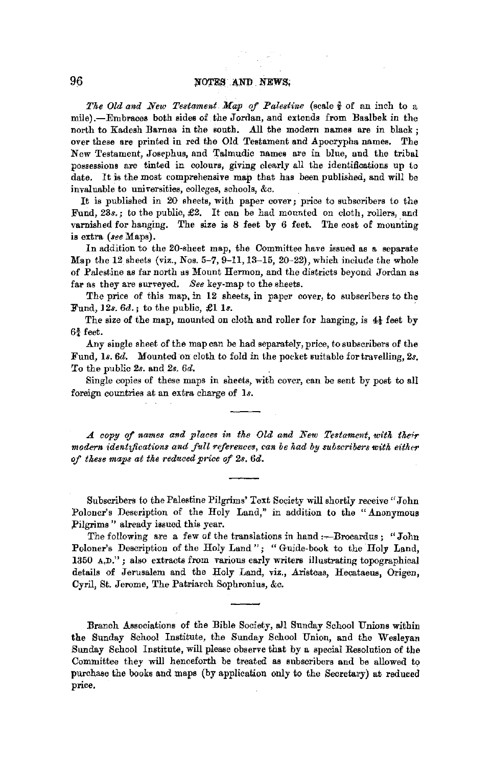*The Old and New Testament Map of Palestine* (scale ⅜ of an inch to a mile).—Embraces both sides of the Jordan, and extends from Baalbek in the north to Kadesh Barnea in the south. All the modern names are in black; over these are printed in red the Old Testament and Apocrypha names. The New Testament, Josephus, and Talmudic names are in blue, and the tribal possessions are tinted in colours, giving clearly all the identifications up to date. It is the most comprehensive map that has been published, and will be invaluable to universities, colleges, schools, &c.

It is published in 20 sheets, with paper cover; price to subscribers to the Fund, 23*s.*; to the public, £2. It can be had mounted on cloth, rollers, and varnished for hanging. The size is 8 feet by 6 feet. The cost of mounting is extra (*see* Maps).

In addition to the 20-sheet map, the Committee have issued as a separate Map the 12 sheets (viz., Nos. 5–7, 9–11, 13–15, 20–22), which include the whole of Palestine as far north as Mount Hermon, and the districts beyond Jordan as far as they are surveyed. *See* key-map to the sheets.

The price of this map, in 12 sheets, in paper cover, to subscribers to the Fund, 12*s.* 6*d.*; to the public, £1 1*s.*

The size of the map, mounted on cloth and roller for hanging, is 4½ feet by 6¾ feet.

Any single sheet of the map can be had separately, price, to subscribers of the Fund, 1*s.* 6*d.* Mounted on cloth to fold in the pocket suitable for travelling, 2*s.* To the public 2*s.* and 2*s.* 6*d.*

Single copies of these maps in sheets, with cover, can be sent by post to all foreign countries at an extra charge of 1*s.*

---

*A copy of names and places in the Old and New Testament, with their modern identifications and full references, can be had by subscribers with either of these maps at the reduced price of 2s. 6d.*

---

Subscribers to the Palestine Pilgrims' Text Society will shortly receive "John Poloner's Description of the Holy Land," in addition to the "Anonymous Pilgrims" already issued this year.

The following are a few of the translations in hand:—Brocardus; "John Poloner's Description of the Holy Land"; "Guide-book to the Holy Land, 1350 A.D."; also extracts from various early writers illustrating topographical details of Jerusalem and the Holy Land, viz., Aristeas, Hecataeus, Origen, Cyril, St. Jerome, The Patriarch Sophronius, &c.

---

Branch Associations of the Bible Society, all Sunday School Unions within the Sunday School Institute, the Sunday School Union, and the Wesleyan Sunday School Institute, will please observe that by a special Resolution of the Committee they will henceforth be treated as subscribers and be allowed to purchase the books and maps (by application only to the Secretary) at reduced price.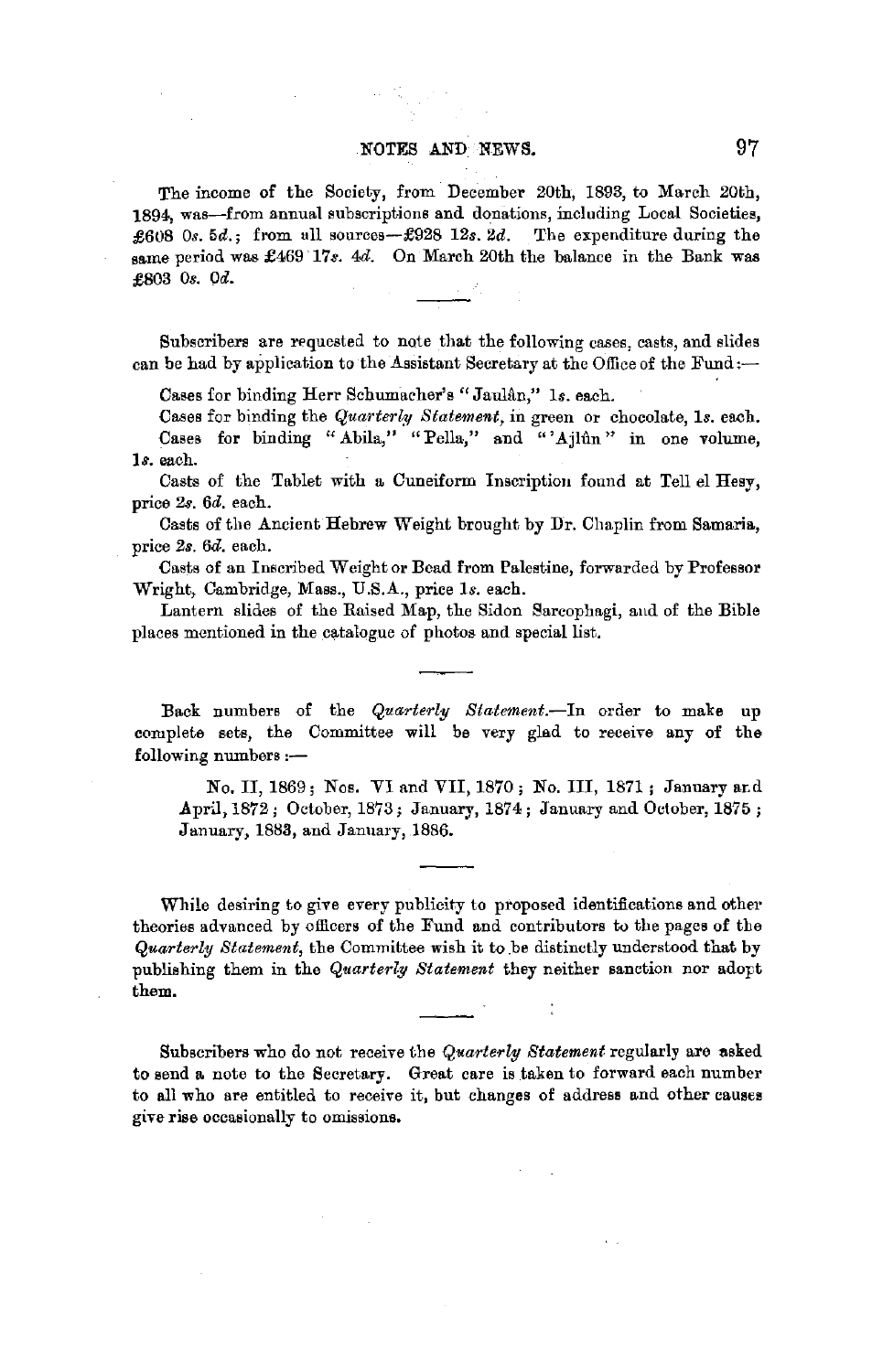The income of the Society, from December 20th, 1893, to March 20th, 1894, was—from annual subscriptions and donations, including Local Societies, £608 0*s.* 5*d.*; from all sources—£928 12*s.* 2*d.* The expenditure during the same period was £469 17*s.* 4*d.* On March 20th the balance in the Bank was £803 0*s.* 0*d.*

---

Subscribers are requested to note that the following cases, casts, and slides can be had by application to the Assistant Secretary at the Office of the Fund:—

Cases for binding Herr Schumacher's "Jaulân," 1*s.* each.

Cases for binding the *Quarterly Statement*, in green or chocolate, 1*s.* each.

Cases for binding "Abila," "Pella," and "'Ajlûn" in one volume, 1*s.* each.

Casts of the Tablet with a Cuneiform Inscription found at Tell el Hesy, price 2*s.* 6*d.* each.

Casts of the Ancient Hebrew Weight brought by Dr. Chaplin from Samaria, price 2*s.* 6*d.* each.

Casts of an Inscribed Weight or Bead from Palestine, forwarded by Professor Wright, Cambridge, Mass., U.S.A., price 1*s.* each.

Lantern slides of the Raised Map, the Sidon Sarcophagi, and of the Bible places mentioned in the catalogue of photos and special list.

---

Back numbers of the *Quarterly Statement*.—In order to make up complete sets, the Committee will be very glad to receive any of the following numbers:—

No. II, 1869; Nos. VI and VII, 1870; No. III, 1871; January and April, 1872; October, 1873; January, 1874; January and October, 1875; January, 1883, and January, 1886.

---

While desiring to give every publicity to proposed identifications and other theories advanced by officers of the Fund and contributors to the pages of the *Quarterly Statement*, the Committee wish it to be distinctly understood that by publishing them in the *Quarterly Statement* they neither sanction nor adopt them.

---

Subscribers who do not receive the *Quarterly Statement* regularly are asked to send a note to the Secretary. Great care is taken to forward each number to all who are entitled to receive it, but changes of address and other causes give rise occasionally to omissions.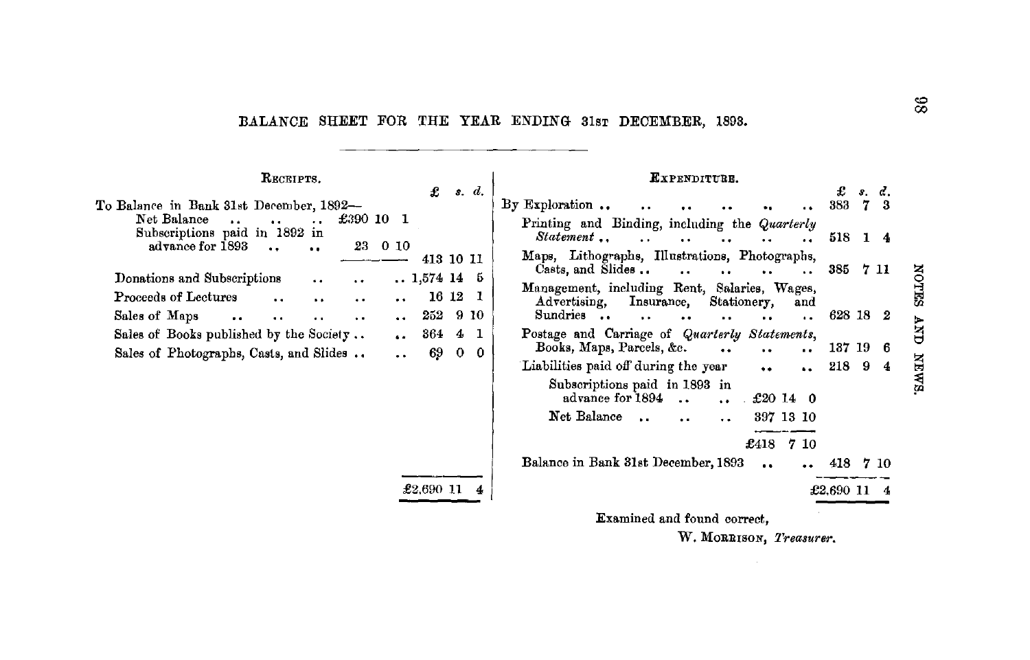## BALANCE SHEET FOR THE YEAR ENDING 31ST DECEMBER, 1893.

| RECEIPTS. | | £ s. d. |
|---|---|---|
| To Balance in Bank 31st December, 1892— | | |
| Net Balance | £390 10 1 | |
| Subscriptions paid in 1892 in advance for 1893 | 23 0 10 | |
| | | 413 10 11 |
| Donations and Subscriptions | | 1,574 14 5 |
| Proceeds of Lectures | | 16 12 1 |
| Sales of Maps | | 252 9 10 |
| Sales of Books published by the Society | | 364 4 1 |
| Sales of Photographs, Casts, and Slides | | 69 0 0 |
| | | £2,690 11 4 |

| EXPENDITURE. | | £ s. d. |
|---|---|---|
| By Exploration | | 383 7 3 |
| Printing and Binding, including the *Quarterly Statement* | | 518 1 4 |
| Maps, Lithographs, Illustrations, Photographs, Casts, and Slides | | 385 7 11 |
| Management, including Rent, Salaries, Wages, Advertising, Insurance, Stationery, and Sundries | | 628 18 2 |
| Postage and Carriage of *Quarterly Statements*, Books, Maps, Parcels, &c. | | 137 19 6 |
| Liabilities paid off during the year | | 218 9 4 |
| Subscriptions paid in 1893 in advance for 1894 | £20 14 0 | |
| Net Balance | 397 13 10 | |
| | £418 7 10 | |
| Balance in Bank 31st December, 1893 | | 418 7 10 |
| | | £2,690 11 4 |

Examined and found correct,

W. MORRISON, *Treasurer*.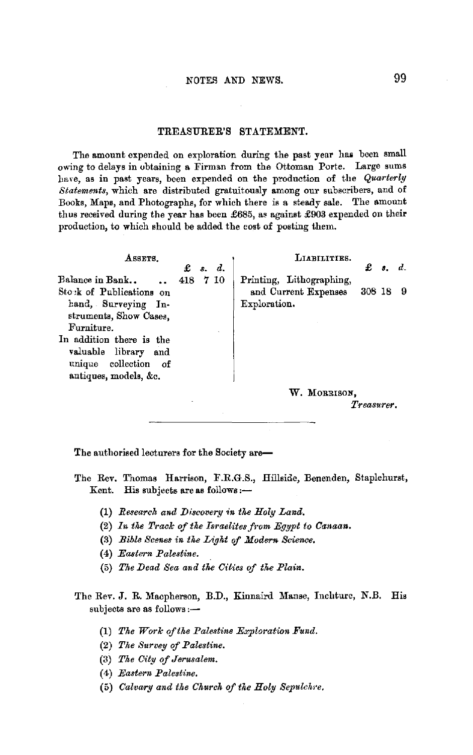## TREASURER'S STATEMENT.

The amount expended on exploration during the past year has been small owing to delays in obtaining a Firman from the Ottoman Porte. Large sums have, as in past years, been expended on the production of the *Quarterly Statements*, which are distributed gratuitously among our subscribers, and of Books, Maps, and Photographs, for which there is a steady sale. The amount thus received during the year has been £685, as against £903 expended on their production, to which should be added the cost of posting them.

| ASSETS. | £ | s. | d. | LIABILITIES. | £ | s. | d. |
|---|---|---|---|---|---|---|---|
| Balance in Bank.. .. | 418 | 7 | 10 | Printing, Lithographing, and Current Expenses | 308 | 18 | 9 |
| Stock of Publications on hand, Surveying Instruments, Show Cases, Furniture. | | | | Exploration. | | | |
| In addition there is the valuable library and unique collection of antiques, models, &c. | | | | | | | |

W. MORRISON,
*Treasurer.*

---

The authorised lecturers for the Society are—

The Rev. Thomas Harrison, F.R.G.S., Hillside, Benenden, Staplehurst, Kent. His subjects are as follows:—

(1) ***Research and Discovery in the Holy Land.***
(2) ***In the Track of the Israelites from Egypt to Canaan.***
(3) ***Bible Scenes in the Light of Modern Science.***
(4) ***Eastern Palestine.***
(5) ***The Dead Sea and the Cities of the Plain.***

The Rev. J. R. Macpherson, B.D., Kinnaird Manse, Inchture, N.B. His subjects are as follows:—

(1) *The Work of the Palestine Exploration Fund.*
(2) *The Survey of Palestine.*
(3) *The City of Jerusalem.*
(4) *Eastern Palestine.*
(5) *Calvary and the Church of the Holy Sepulchre.*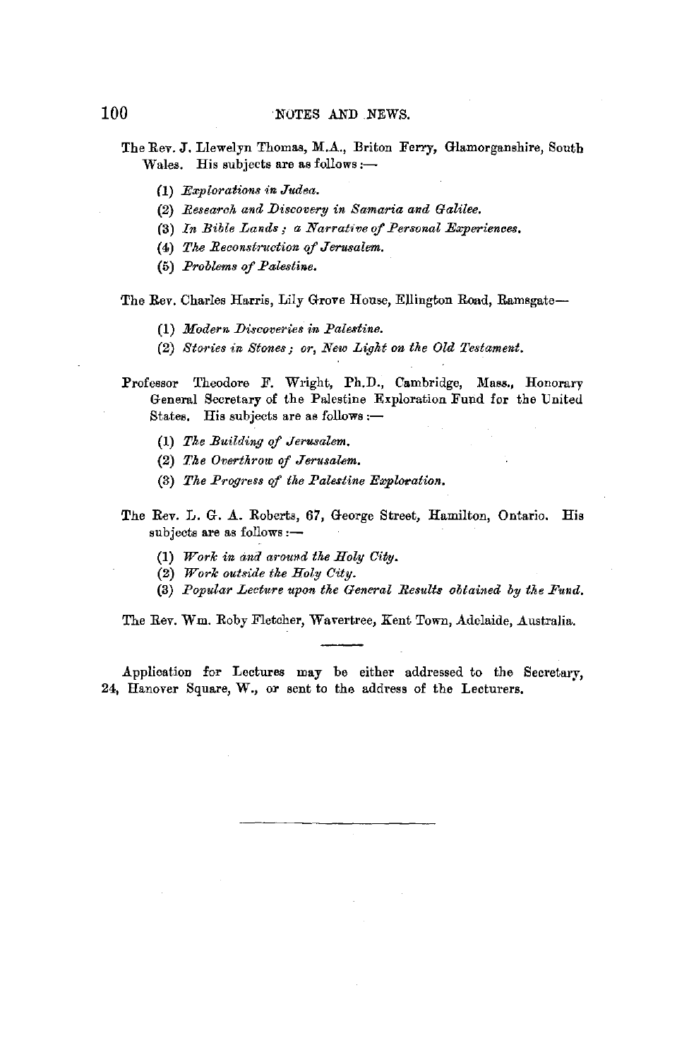The Rev. J. Llewelyn Thomas, M.A., Briton Ferry, Glamorganshire, South Wales. His subjects are as follows :—

(1) *Explorations in Judea.*

(2) *Research and Discovery in Samaria and Galilee.*

(3) *In Bible Lands ; a Narrative of Personal Experiences.*

(4) *The Reconstruction of Jerusalem.*

(5) *Problems of Palestine.*

The Rev. Charles Harris, Lily Grove House, Ellington Road, Ramsgate—

(1) *Modern Discoveries in Palestine.*

(2) *Stories in Stones ; or, New Light on the Old Testament.*

Professor Theodore F. Wright, Ph.D., Cambridge, Mass., Honorary General Secretary of the Palestine Exploration Fund for the United States. His subjects are as follows :—

(1) *The Building of Jerusalem.*

(2) *The Overthrow of Jerusalem.*

(3) *The Progress of the Palestine Exploration.*

The Rev. L. G. A. Roberts, 67, George Street, Hamilton, Ontario. His subjects are as follows :—

(1) *Work in and around the Holy City.*

(2) *Work outside the Holy City.*

(3) *Popular Lecture upon the General Results obtained by the Fund.*

The Rev. Wm. Roby Fletcher, Wavertree, Kent Town, Adelaide, Australia.

---

Application for Lectures may be either addressed to the Secretary, 24, Hanover Square, W., or sent to the address of the Lecturers.